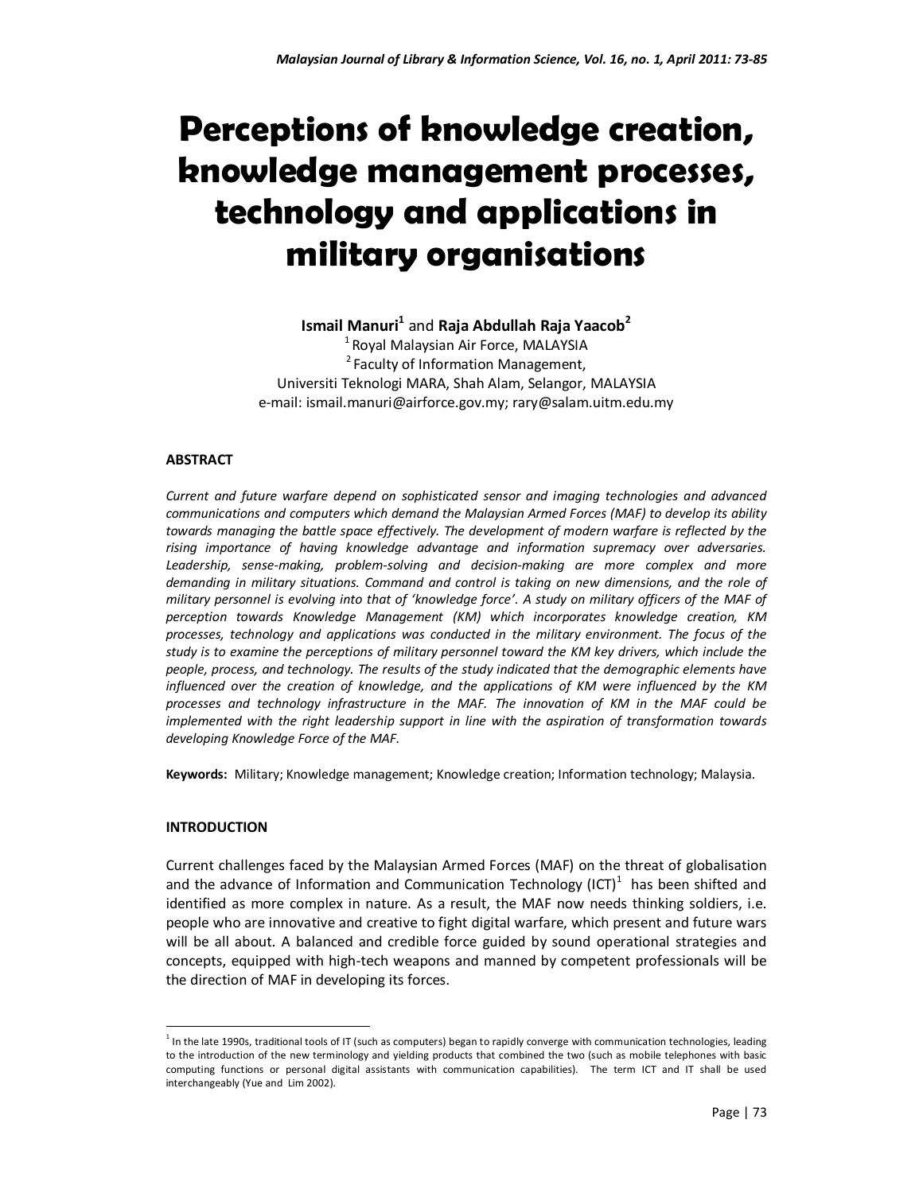# Perceptions of knowledge creation, knowledge management processes, technology and applications in military organisations

**Ismail Manuri**[1] and **Raja Abdullah Raja Yaacob**[2]

[1] Royal Malaysian Air Force, MALAYSIA
[2] Faculty of Information Management, Universiti Teknologi MARA, Shah Alam, Selangor, MALAYSIA
e-mail: ismail.manuri@airforce.gov.my; rary@salam.uitm.edu.my

## ABSTRACT

*Current and future warfare depend on sophisticated sensor and imaging technologies and advanced communications and computers which demand the Malaysian Armed Forces (MAF) to develop its ability towards managing the battle space effectively. The development of modern warfare is reflected by the rising importance of having knowledge advantage and information supremacy over adversaries. Leadership, sense-making, problem-solving and decision-making are more complex and more demanding in military situations. Command and control is taking on new dimensions, and the role of military personnel is evolving into that of 'knowledge force'. A study on military officers of the MAF of perception towards Knowledge Management (KM) which incorporates knowledge creation, KM processes, technology and applications was conducted in the military environment. The focus of the study is to examine the perceptions of military personnel toward the KM key drivers, which include the people, process, and technology. The results of the study indicated that the demographic elements have influenced over the creation of knowledge, and the applications of KM were influenced by the KM processes and technology infrastructure in the MAF. The innovation of KM in the MAF could be implemented with the right leadership support in line with the aspiration of transformation towards developing Knowledge Force of the MAF.*

**Keywords:** Military; Knowledge management; Knowledge creation; Information technology; Malaysia.

## INTRODUCTION

Current challenges faced by the Malaysian Armed Forces (MAF) on the threat of globalisation and the advance of Information and Communication Technology (ICT)[1] has been shifted and identified as more complex in nature. As a result, the MAF now needs thinking soldiers, i.e. people who are innovative and creative to fight digital warfare, which present and future wars will be all about. A balanced and credible force guided by sound operational strategies and concepts, equipped with high-tech weapons and manned by competent professionals will be the direction of MAF in developing its forces.

[1] In the late 1990s, traditional tools of IT (such as computers) began to rapidly converge with communication technologies, leading to the introduction of the new terminology and yielding products that combined the two (such as mobile telephones with basic computing functions or personal digital assistants with communication capabilities). The term ICT and IT shall be used interchangeably (Yue and Lim 2002).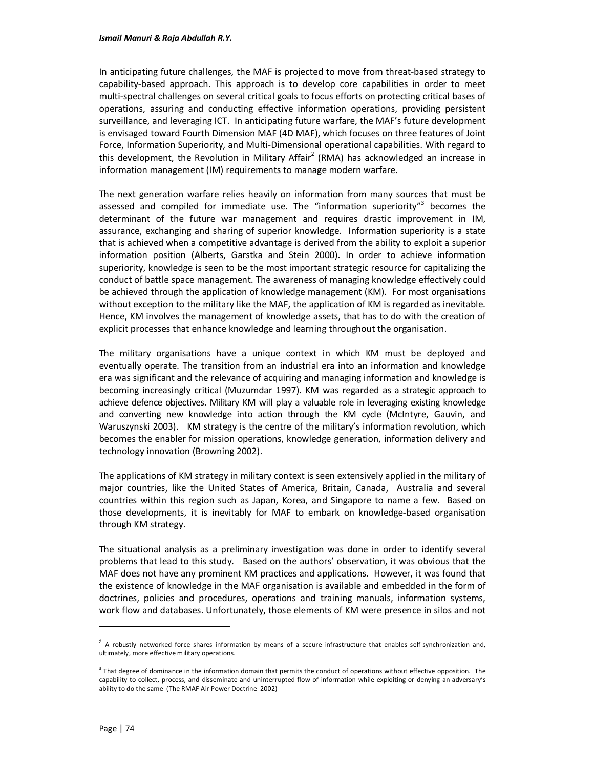In anticipating future challenges, the MAF is projected to move from threat-based strategy to capability-based approach. This approach is to develop core capabilities in order to meet multi-spectral challenges on several critical goals to focus efforts on protecting critical bases of operations, assuring and conducting effective information operations, providing persistent surveillance, and leveraging ICT. In anticipating future warfare, the MAF's future development is envisaged toward Fourth Dimension MAF (4D MAF), which focuses on three features of Joint Force, Information Superiority, and Multi-Dimensional operational capabilities. With regard to this development, the Revolution in Military Affair[2] (RMA) has acknowledged an increase in information management (IM) requirements to manage modern warfare.

The next generation warfare relies heavily on information from many sources that must be assessed and compiled for immediate use. The "information superiority"[3] becomes the determinant of the future war management and requires drastic improvement in IM, assurance, exchanging and sharing of superior knowledge. Information superiority is a state that is achieved when a competitive advantage is derived from the ability to exploit a superior information position (Alberts, Garstka and Stein 2000). In order to achieve information superiority, knowledge is seen to be the most important strategic resource for capitalizing the conduct of battle space management. The awareness of managing knowledge effectively could be achieved through the application of knowledge management (KM). For most organisations without exception to the military like the MAF, the application of KM is regarded as inevitable. Hence, KM involves the management of knowledge assets, that has to do with the creation of explicit processes that enhance knowledge and learning throughout the organisation.

The military organisations have a unique context in which KM must be deployed and eventually operate. The transition from an industrial era into an information and knowledge era was significant and the relevance of acquiring and managing information and knowledge is becoming increasingly critical (Muzumdar 1997). KM was regarded as a strategic approach to achieve defence objectives. Military KM will play a valuable role in leveraging existing knowledge and converting new knowledge into action through the KM cycle (McIntyre, Gauvin, and Waruszynski 2003). KM strategy is the centre of the military's information revolution, which becomes the enabler for mission operations, knowledge generation, information delivery and technology innovation (Browning 2002).

The applications of KM strategy in military context is seen extensively applied in the military of major countries, like the United States of America, Britain, Canada, Australia and several countries within this region such as Japan, Korea, and Singapore to name a few. Based on those developments, it is inevitably for MAF to embark on knowledge-based organisation through KM strategy.

The situational analysis as a preliminary investigation was done in order to identify several problems that lead to this study. Based on the authors' observation, it was obvious that the MAF does not have any prominent KM practices and applications. However, it was found that the existence of knowledge in the MAF organisation is available and embedded in the form of doctrines, policies and procedures, operations and training manuals, information systems, work flow and databases. Unfortunately, those elements of KM were presence in silos and not

---

[2] A robustly networked force shares information by means of a secure infrastructure that enables self-synchronization and, ultimately, more effective military operations.

[3] That degree of dominance in the information domain that permits the conduct of operations without effective opposition. The capability to collect, process, and disseminate and uninterrupted flow of information while exploiting or denying an adversary's ability to do the same (The RMAF Air Power Doctrine 2002)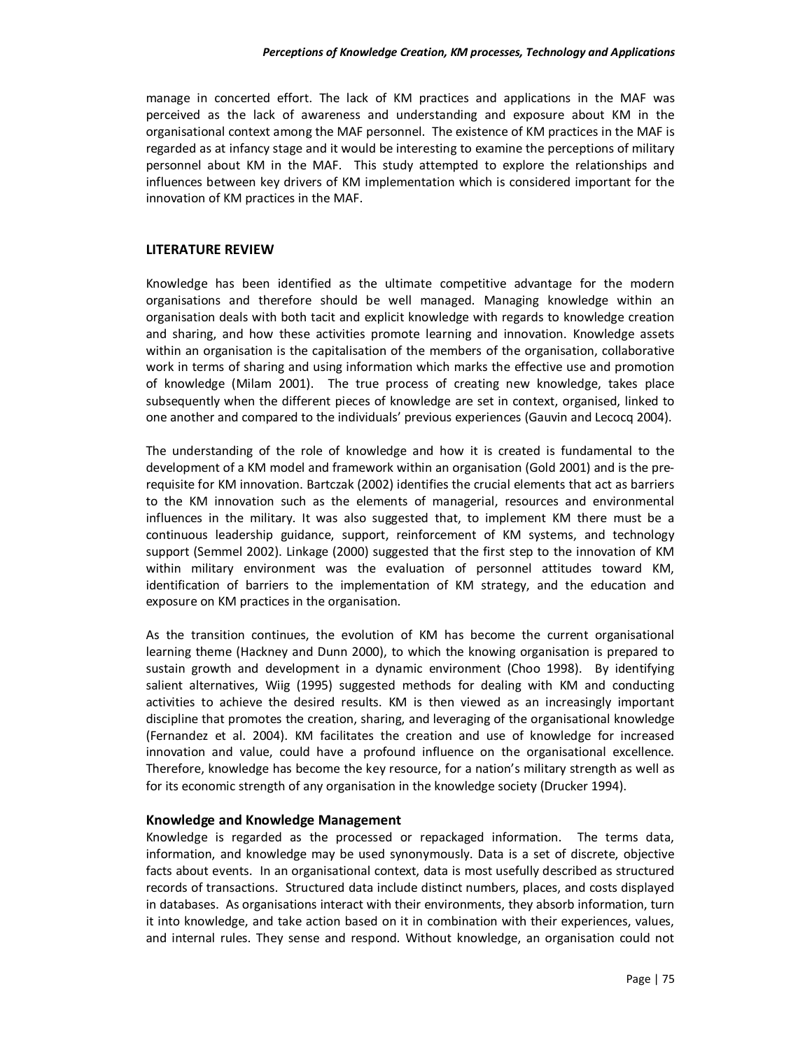manage in concerted effort. The lack of KM practices and applications in the MAF was perceived as the lack of awareness and understanding and exposure about KM in the organisational context among the MAF personnel. The existence of KM practices in the MAF is regarded as at infancy stage and it would be interesting to examine the perceptions of military personnel about KM in the MAF. This study attempted to explore the relationships and influences between key drivers of KM implementation which is considered important for the innovation of KM practices in the MAF.

## LITERATURE REVIEW

Knowledge has been identified as the ultimate competitive advantage for the modern organisations and therefore should be well managed. Managing knowledge within an organisation deals with both tacit and explicit knowledge with regards to knowledge creation and sharing, and how these activities promote learning and innovation. Knowledge assets within an organisation is the capitalisation of the members of the organisation, collaborative work in terms of sharing and using information which marks the effective use and promotion of knowledge (Milam 2001). The true process of creating new knowledge, takes place subsequently when the different pieces of knowledge are set in context, organised, linked to one another and compared to the individuals' previous experiences (Gauvin and Lecocq 2004).

The understanding of the role of knowledge and how it is created is fundamental to the development of a KM model and framework within an organisation (Gold 2001) and is the pre-requisite for KM innovation. Bartczak (2002) identifies the crucial elements that act as barriers to the KM innovation such as the elements of managerial, resources and environmental influences in the military. It was also suggested that, to implement KM there must be a continuous leadership guidance, support, reinforcement of KM systems, and technology support (Semmel 2002). Linkage (2000) suggested that the first step to the innovation of KM within military environment was the evaluation of personnel attitudes toward KM, identification of barriers to the implementation of KM strategy, and the education and exposure on KM practices in the organisation.

As the transition continues, the evolution of KM has become the current organisational learning theme (Hackney and Dunn 2000), to which the knowing organisation is prepared to sustain growth and development in a dynamic environment (Choo 1998). By identifying salient alternatives, Wiig (1995) suggested methods for dealing with KM and conducting activities to achieve the desired results. KM is then viewed as an increasingly important discipline that promotes the creation, sharing, and leveraging of the organisational knowledge (Fernandez et al. 2004). KM facilitates the creation and use of knowledge for increased innovation and value, could have a profound influence on the organisational excellence. Therefore, knowledge has become the key resource, for a nation's military strength as well as for its economic strength of any organisation in the knowledge society (Drucker 1994).

### Knowledge and Knowledge Management

Knowledge is regarded as the processed or repackaged information. The terms data, information, and knowledge may be used synonymously. Data is a set of discrete, objective facts about events. In an organisational context, data is most usefully described as structured records of transactions. Structured data include distinct numbers, places, and costs displayed in databases. As organisations interact with their environments, they absorb information, turn it into knowledge, and take action based on it in combination with their experiences, values, and internal rules. They sense and respond. Without knowledge, an organisation could not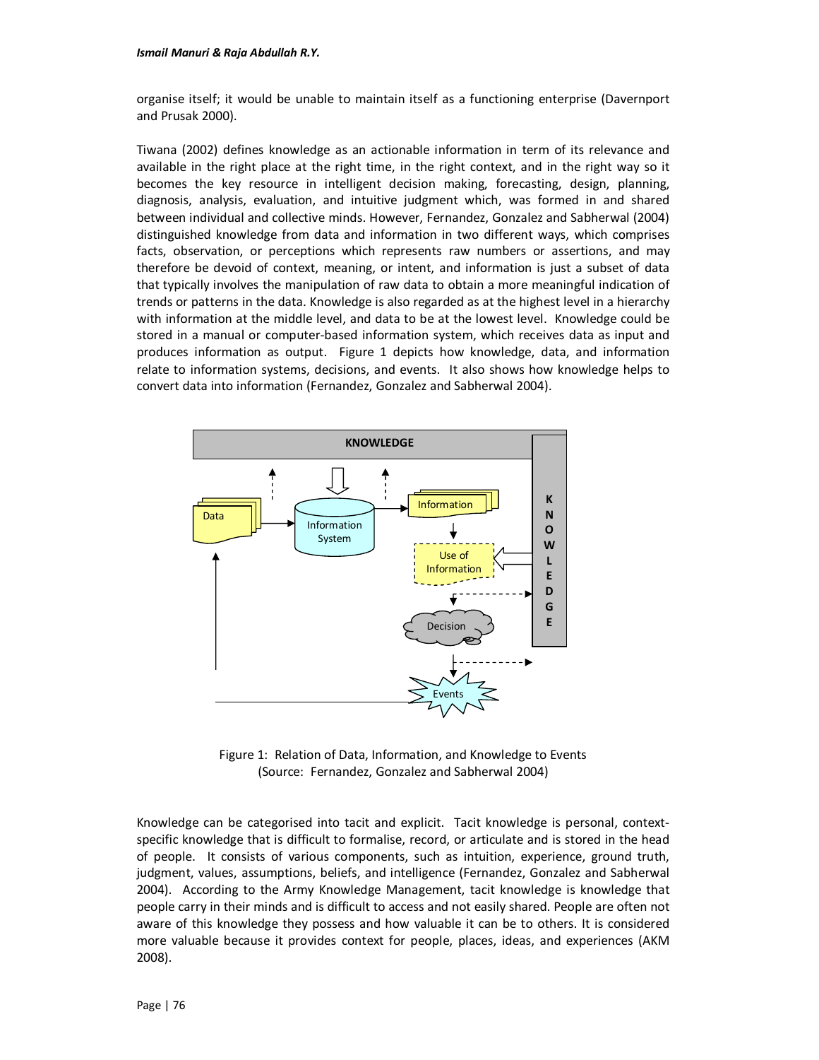organise itself; it would be unable to maintain itself as a functioning enterprise (Davernport and Prusak 2000).

Tiwana (2002) defines knowledge as an actionable information in term of its relevance and available in the right place at the right time, in the right context, and in the right way so it becomes the key resource in intelligent decision making, forecasting, design, planning, diagnosis, analysis, evaluation, and intuitive judgment which, was formed in and shared between individual and collective minds. However, Fernandez, Gonzalez and Sabherwal (2004) distinguished knowledge from data and information in two different ways, which comprises facts, observation, or perceptions which represents raw numbers or assertions, and may therefore be devoid of context, meaning, or intent, and information is just a subset of data that typically involves the manipulation of raw data to obtain a more meaningful indication of trends or patterns in the data. Knowledge is also regarded as at the highest level in a hierarchy with information at the middle level, and data to be at the lowest level. Knowledge could be stored in a manual or computer-based information system, which receives data as input and produces information as output. Figure 1 depicts how knowledge, data, and information relate to information systems, decisions, and events. It also shows how knowledge helps to convert data into information (Fernandez, Gonzalez and Sabherwal 2004).

Figure 1: Relation of Data, Information, and Knowledge to Events
(Source: Fernandez, Gonzalez and Sabherwal 2004)

Knowledge can be categorised into tacit and explicit. Tacit knowledge is personal, context-specific knowledge that is difficult to formalise, record, or articulate and is stored in the head of people. It consists of various components, such as intuition, experience, ground truth, judgment, values, assumptions, beliefs, and intelligence (Fernandez, Gonzalez and Sabherwal 2004). According to the Army Knowledge Management, tacit knowledge is knowledge that people carry in their minds and is difficult to access and not easily shared. People are often not aware of this knowledge they possess and how valuable it can be to others. It is considered more valuable because it provides context for people, places, ideas, and experiences (AKM 2008).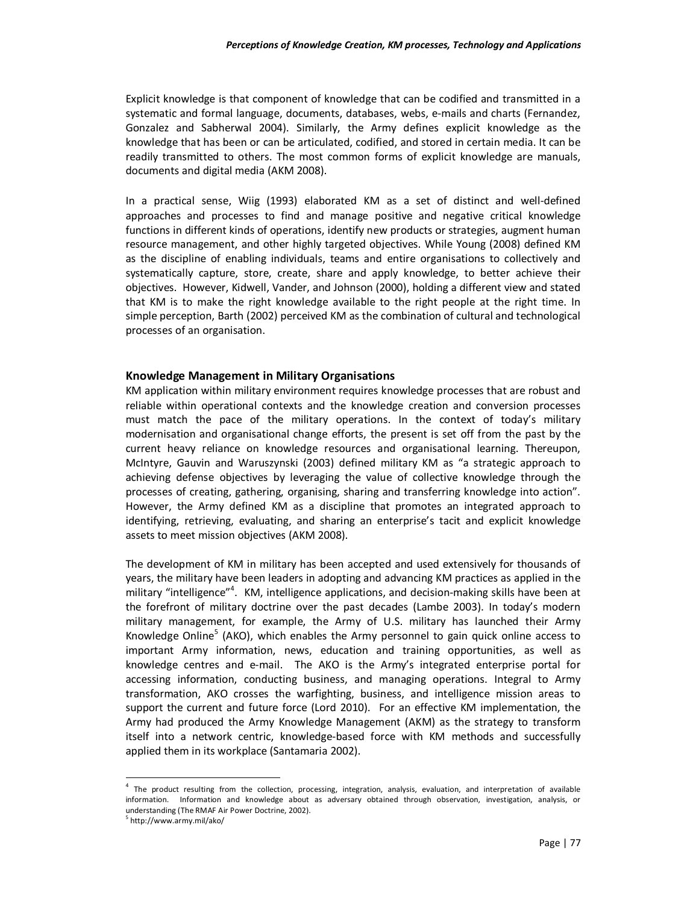Explicit knowledge is that component of knowledge that can be codified and transmitted in a systematic and formal language, documents, databases, webs, e-mails and charts (Fernandez, Gonzalez and Sabherwal 2004). Similarly, the Army defines explicit knowledge as the knowledge that has been or can be articulated, codified, and stored in certain media. It can be readily transmitted to others. The most common forms of explicit knowledge are manuals, documents and digital media (AKM 2008).

In a practical sense, Wiig (1993) elaborated KM as a set of distinct and well-defined approaches and processes to find and manage positive and negative critical knowledge functions in different kinds of operations, identify new products or strategies, augment human resource management, and other highly targeted objectives. While Young (2008) defined KM as the discipline of enabling individuals, teams and entire organisations to collectively and systematically capture, store, create, share and apply knowledge, to better achieve their objectives. However, Kidwell, Vander, and Johnson (2000), holding a different view and stated that KM is to make the right knowledge available to the right people at the right time. In simple perception, Barth (2002) perceived KM as the combination of cultural and technological processes of an organisation.

## Knowledge Management in Military Organisations

KM application within military environment requires knowledge processes that are robust and reliable within operational contexts and the knowledge creation and conversion processes must match the pace of the military operations. In the context of today's military modernisation and organisational change efforts, the present is set off from the past by the current heavy reliance on knowledge resources and organisational learning. Thereupon, McIntyre, Gauvin and Waruszynski (2003) defined military KM as "a strategic approach to achieving defense objectives by leveraging the value of collective knowledge through the processes of creating, gathering, organising, sharing and transferring knowledge into action". However, the Army defined KM as a discipline that promotes an integrated approach to identifying, retrieving, evaluating, and sharing an enterprise's tacit and explicit knowledge assets to meet mission objectives (AKM 2008).

The development of KM in military has been accepted and used extensively for thousands of years, the military have been leaders in adopting and advancing KM practices as applied in the military "intelligence"[4]. KM, intelligence applications, and decision-making skills have been at the forefront of military doctrine over the past decades (Lambe 2003). In today's modern military management, for example, the Army of U.S. military has launched their Army Knowledge Online[5] (AKO), which enables the Army personnel to gain quick online access to important Army information, news, education and training opportunities, as well as knowledge centres and e-mail. The AKO is the Army's integrated enterprise portal for accessing information, conducting business, and managing operations. Integral to Army transformation, AKO crosses the warfighting, business, and intelligence mission areas to support the current and future force (Lord 2010). For an effective KM implementation, the Army had produced the Army Knowledge Management (AKM) as the strategy to transform itself into a network centric, knowledge-based force with KM methods and successfully applied them in its workplace (Santamaria 2002).

---

[4] The product resulting from the collection, processing, integration, analysis, evaluation, and interpretation of available information. Information and knowledge about as adversary obtained through observation, investigation, analysis, or understanding (The RMAF Air Power Doctrine, 2002).

[5] http://www.army.mil/ako/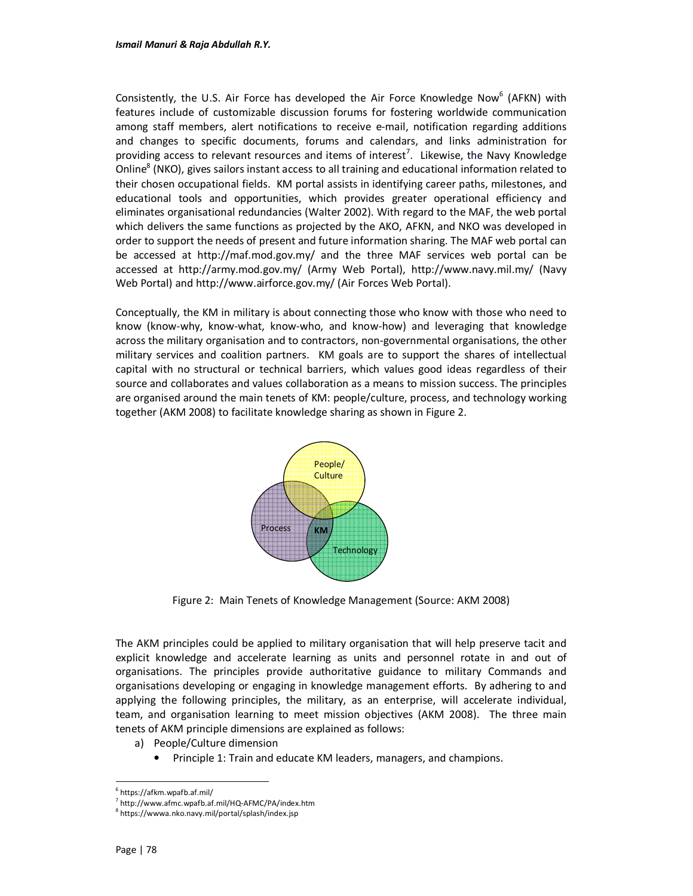Consistently, the U.S. Air Force has developed the Air Force Knowledge Now[6] (AFKN) with features include of customizable discussion forums for fostering worldwide communication among staff members, alert notifications to receive e-mail, notification regarding additions and changes to specific documents, forums and calendars, and links administration for providing access to relevant resources and items of interest[7]. Likewise, the Navy Knowledge Online[8] (NKO), gives sailors instant access to all training and educational information related to their chosen occupational fields. KM portal assists in identifying career paths, milestones, and educational tools and opportunities, which provides greater operational efficiency and eliminates organisational redundancies (Walter 2002). With regard to the MAF, the web portal which delivers the same functions as projected by the AKO, AFKN, and NKO was developed in order to support the needs of present and future information sharing. The MAF web portal can be accessed at http://maf.mod.gov.my/ and the three MAF services web portal can be accessed at http://army.mod.gov.my/ (Army Web Portal), http://www.navy.mil.my/ (Navy Web Portal) and http://www.airforce.gov.my/ (Air Forces Web Portal).

Conceptually, the KM in military is about connecting those who know with those who need to know (know-why, know-what, know-who, and know-how) and leveraging that knowledge across the military organisation and to contractors, non-governmental organisations, the other military services and coalition partners. KM goals are to support the shares of intellectual capital with no structural or technical barriers, which values good ideas regardless of their source and collaborates and values collaboration as a means to mission success. The principles are organised around the main tenets of KM: people/culture, process, and technology working together (AKM 2008) to facilitate knowledge sharing as shown in Figure 2.

Figure 2: Main Tenets of Knowledge Management (Source: AKM 2008)

The AKM principles could be applied to military organisation that will help preserve tacit and explicit knowledge and accelerate learning as units and personnel rotate in and out of organisations. The principles provide authoritative guidance to military Commands and organisations developing or engaging in knowledge management efforts. By adhering to and applying the following principles, the military, as an enterprise, will accelerate individual, team, and organisation learning to meet mission objectives (AKM 2008). The three main tenets of AKM principle dimensions are explained as follows:

a) People/Culture dimension
   - Principle 1: Train and educate KM leaders, managers, and champions.

---

[6] https://afkm.wpafb.af.mil/

[7] http://www.afmc.wpafb.af.mil/HQ-AFMC/PA/index.htm

[8] https://wwwa.nko.navy.mil/portal/splash/index.jsp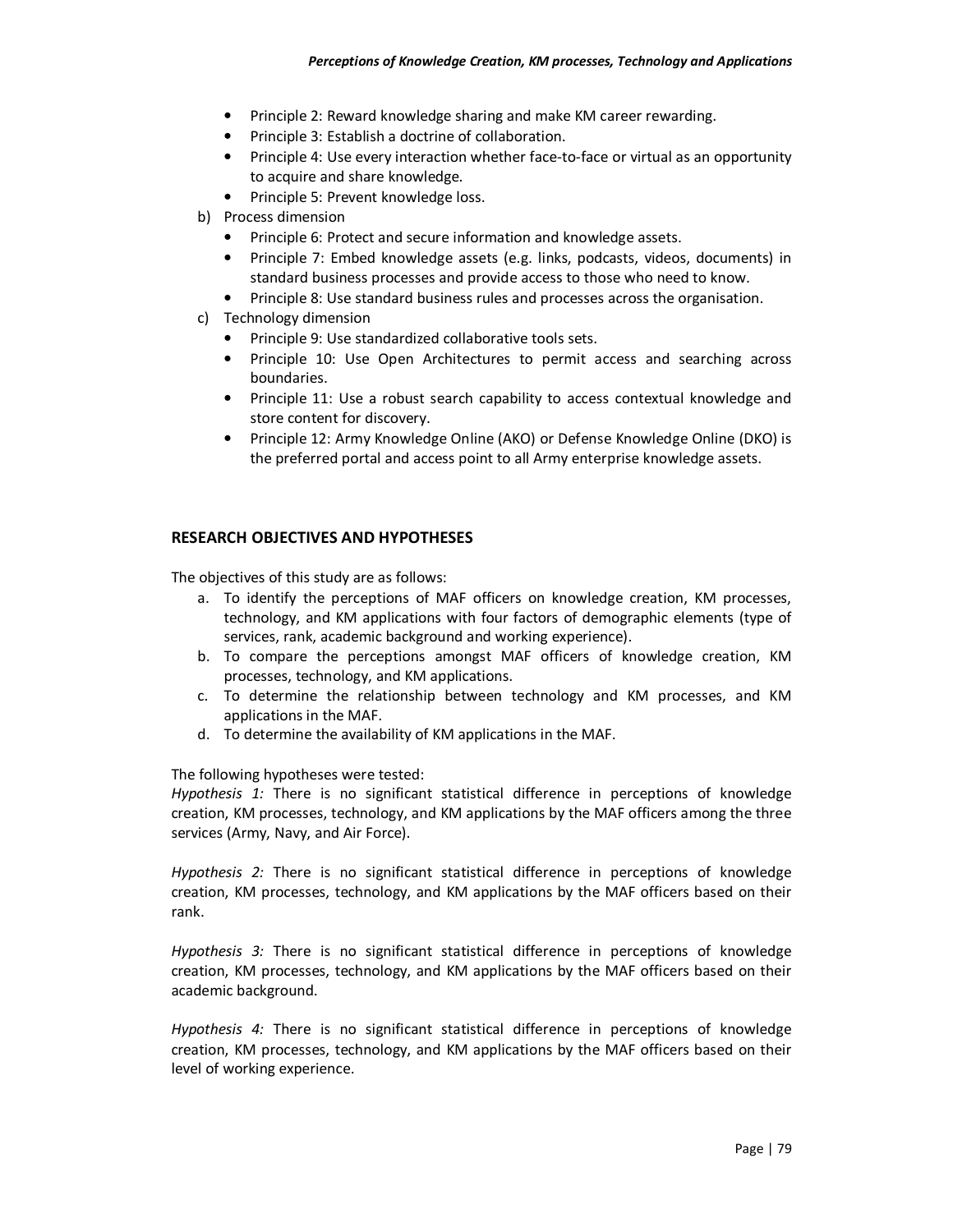- Principle 2: Reward knowledge sharing and make KM career rewarding.
- Principle 3: Establish a doctrine of collaboration.
- Principle 4: Use every interaction whether face-to-face or virtual as an opportunity to acquire and share knowledge.
- Principle 5: Prevent knowledge loss.

b) Process dimension

- Principle 6: Protect and secure information and knowledge assets.
- Principle 7: Embed knowledge assets (e.g. links, podcasts, videos, documents) in standard business processes and provide access to those who need to know.
- Principle 8: Use standard business rules and processes across the organisation.

c) Technology dimension

- Principle 9: Use standardized collaborative tools sets.
- Principle 10: Use Open Architectures to permit access and searching across boundaries.
- Principle 11: Use a robust search capability to access contextual knowledge and store content for discovery.
- Principle 12: Army Knowledge Online (AKO) or Defense Knowledge Online (DKO) is the preferred portal and access point to all Army enterprise knowledge assets.

## RESEARCH OBJECTIVES AND HYPOTHESES

The objectives of this study are as follows:

a. To identify the perceptions of MAF officers on knowledge creation, KM processes, technology, and KM applications with four factors of demographic elements (type of services, rank, academic background and working experience).
b. To compare the perceptions amongst MAF officers of knowledge creation, KM processes, technology, and KM applications.
c. To determine the relationship between technology and KM processes, and KM applications in the MAF.
d. To determine the availability of KM applications in the MAF.

The following hypotheses were tested:

*Hypothesis 1:* There is no significant statistical difference in perceptions of knowledge creation, KM processes, technology, and KM applications by the MAF officers among the three services (Army, Navy, and Air Force).

*Hypothesis 2:* There is no significant statistical difference in perceptions of knowledge creation, KM processes, technology, and KM applications by the MAF officers based on their rank.

*Hypothesis 3:* There is no significant statistical difference in perceptions of knowledge creation, KM processes, technology, and KM applications by the MAF officers based on their academic background.

*Hypothesis 4:* There is no significant statistical difference in perceptions of knowledge creation, KM processes, technology, and KM applications by the MAF officers based on their level of working experience.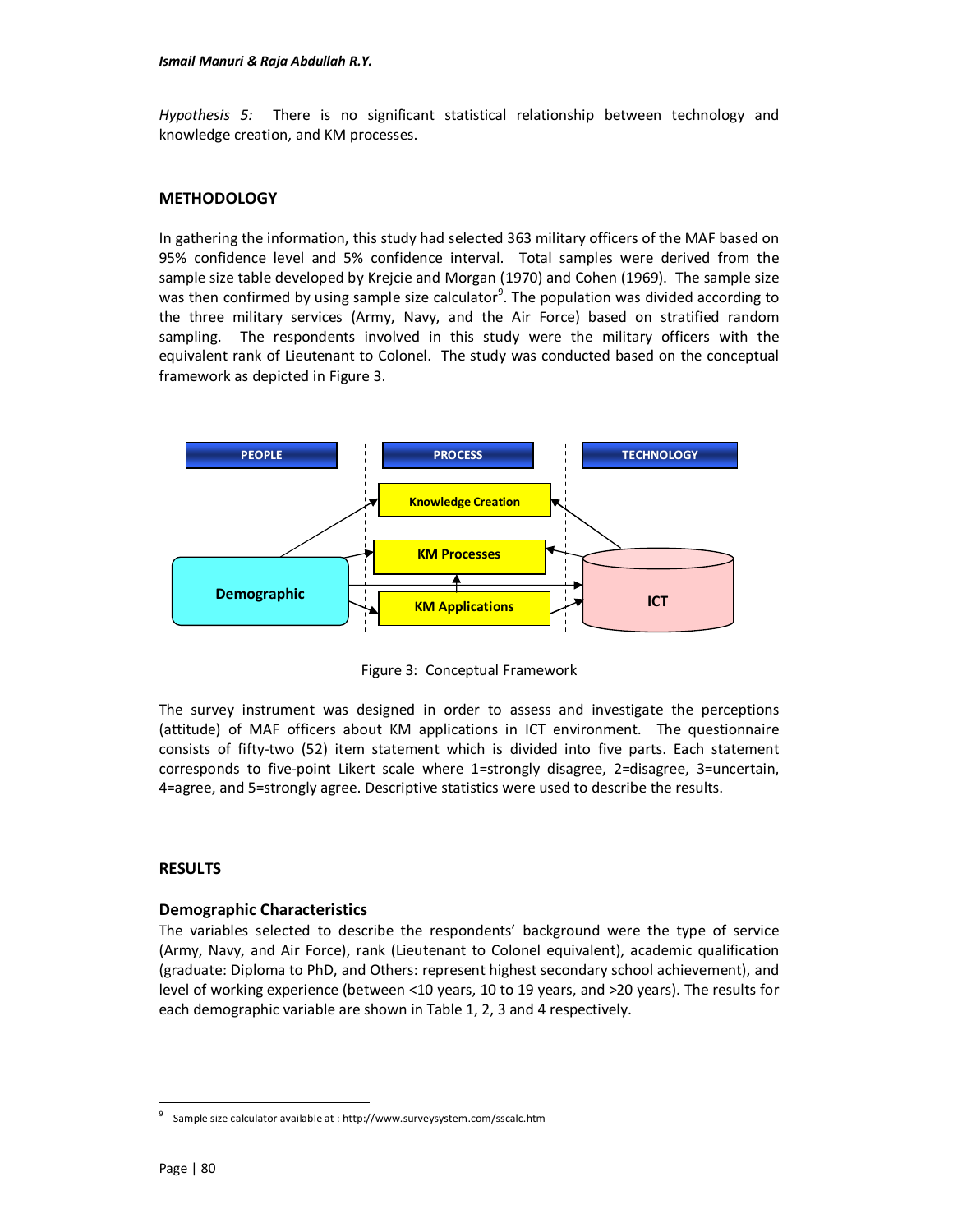*Hypothesis 5:* There is no significant statistical relationship between technology and knowledge creation, and KM processes.

## METHODOLOGY

In gathering the information, this study had selected 363 military officers of the MAF based on 95% confidence level and 5% confidence interval. Total samples were derived from the sample size table developed by Krejcie and Morgan (1970) and Cohen (1969). The sample size was then confirmed by using sample size calculator[9]. The population was divided according to the three military services (Army, Navy, and the Air Force) based on stratified random sampling. The respondents involved in this study were the military officers with the equivalent rank of Lieutenant to Colonel. The study was conducted based on the conceptual framework as depicted in Figure 3.

Figure 3: Conceptual Framework

The survey instrument was designed in order to assess and investigate the perceptions (attitude) of MAF officers about KM applications in ICT environment. The questionnaire consists of fifty-two (52) item statement which is divided into five parts. Each statement corresponds to five-point Likert scale where 1=strongly disagree, 2=disagree, 3=uncertain, 4=agree, and 5=strongly agree. Descriptive statistics were used to describe the results.

## RESULTS

### Demographic Characteristics

The variables selected to describe the respondents' background were the type of service (Army, Navy, and Air Force), rank (Lieutenant to Colonel equivalent), academic qualification (graduate: Diploma to PhD, and Others: represent highest secondary school achievement), and level of working experience (between <10 years, 10 to 19 years, and >20 years). The results for each demographic variable are shown in Table 1, 2, 3 and 4 respectively.

[9] Sample size calculator available at : http://www.surveysystem.com/sscalc.htm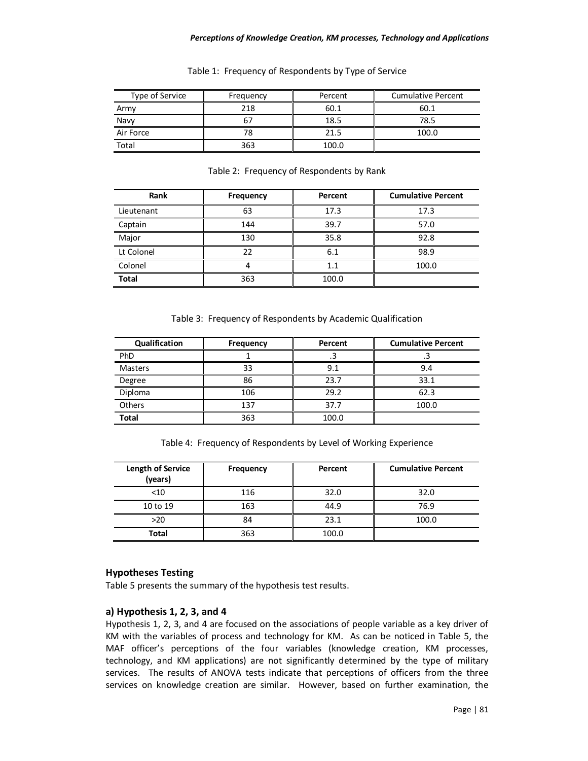Table 1: Frequency of Respondents by Type of Service

| Type of Service | Frequency | Percent | Cumulative Percent |
|---|---|---|---|
| Army | 218 | 60.1 | 60.1 |
| Navy | 67 | 18.5 | 78.5 |
| Air Force | 78 | 21.5 | 100.0 |
| Total | 363 | 100.0 | |

Table 2: Frequency of Respondents by Rank

| Rank | Frequency | Percent | Cumulative Percent |
|---|---|---|---|
| Lieutenant | 63 | 17.3 | 17.3 |
| Captain | 144 | 39.7 | 57.0 |
| Major | 130 | 35.8 | 92.8 |
| Lt Colonel | 22 | 6.1 | 98.9 |
| Colonel | 4 | 1.1 | 100.0 |
| **Total** | 363 | 100.0 | |

Table 3: Frequency of Respondents by Academic Qualification

| Qualification | Frequency | Percent | Cumulative Percent |
|---|---|---|---|
| PhD | 1 | .3 | .3 |
| Masters | 33 | 9.1 | 9.4 |
| Degree | 86 | 23.7 | 33.1 |
| Diploma | 106 | 29.2 | 62.3 |
| Others | 137 | 37.7 | 100.0 |
| **Total** | 363 | 100.0 | |

Table 4: Frequency of Respondents by Level of Working Experience

| Length of Service (years) | Frequency | Percent | Cumulative Percent |
|---|---|---|---|
| <10 | 116 | 32.0 | 32.0 |
| 10 to 19 | 163 | 44.9 | 76.9 |
| >20 | 84 | 23.1 | 100.0 |
| **Total** | 363 | 100.0 | |

## Hypotheses Testing

Table 5 presents the summary of the hypothesis test results.

### a) Hypothesis 1, 2, 3, and 4

Hypothesis 1, 2, 3, and 4 are focused on the associations of people variable as a key driver of KM with the variables of process and technology for KM. As can be noticed in Table 5, the MAF officer's perceptions of the four variables (knowledge creation, KM processes, technology, and KM applications) are not significantly determined by the type of military services. The results of ANOVA tests indicate that perceptions of officers from the three services on knowledge creation are similar. However, based on further examination, the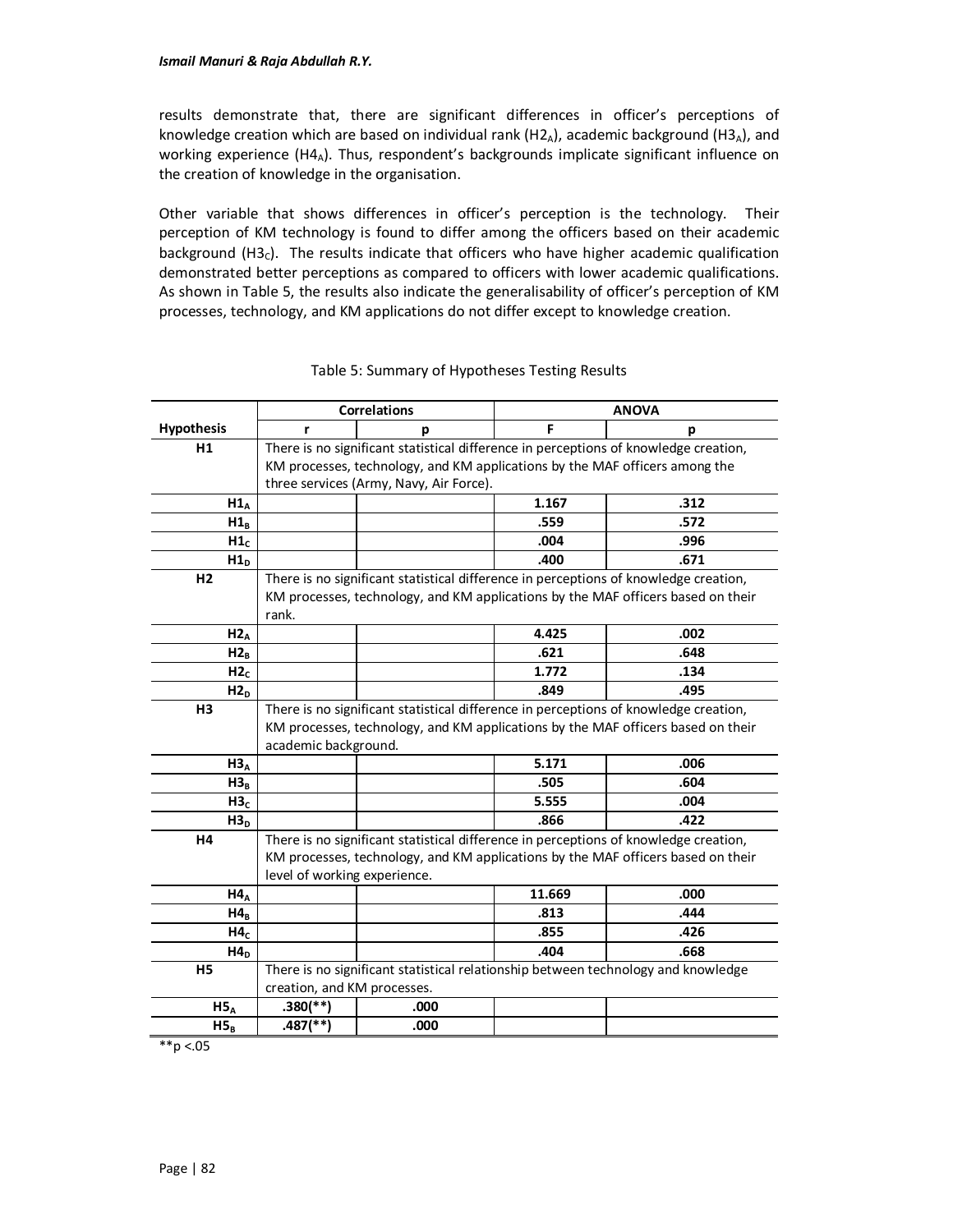results demonstrate that, there are significant differences in officer's perceptions of knowledge creation which are based on individual rank ($H2_A$), academic background ($H3_A$), and working experience ($H4_A$). Thus, respondent's backgrounds implicate significant influence on the creation of knowledge in the organisation.

Other variable that shows differences in officer's perception is the technology. Their perception of KM technology is found to differ among the officers based on their academic background ($H3_C$). The results indicate that officers who have higher academic qualification demonstrated better perceptions as compared to officers with lower academic qualifications. As shown in Table 5, the results also indicate the generalisability of officer's perception of KM processes, technology, and KM applications do not differ except to knowledge creation.

Table 5: Summary of Hypotheses Testing Results

| | Correlations | | ANOVA | |
|---|---|---|---|---|
| **Hypothesis** | **r** | **p** | **F** | **p** |
| **H1** | There is no significant statistical difference in perceptions of knowledge creation, KM processes, technology, and KM applications by the MAF officers among the three services (Army, Navy, Air Force). | | | |
| **$H1_A$** | | | **1.167** | **.312** |
| **$H1_B$** | | | **.559** | **.572** |
| **$H1_C$** | | | **.004** | **.996** |
| **$H1_D$** | | | **.400** | **.671** |
| **H2** | There is no significant statistical difference in perceptions of knowledge creation, KM processes, technology, and KM applications by the MAF officers based on their rank. | | | |
| **$H2_A$** | | | **4.425** | **.002** |
| **$H2_B$** | | | **.621** | **.648** |
| **$H2_C$** | | | **1.772** | **.134** |
| **$H2_D$** | | | **.849** | **.495** |
| **H3** | There is no significant statistical difference in perceptions of knowledge creation, KM processes, technology, and KM applications by the MAF officers based on their academic background. | | | |
| **$H3_A$** | | | **5.171** | **.006** |
| **$H3_B$** | | | **.505** | **.604** |
| **$H3_C$** | | | **5.555** | **.004** |
| **$H3_D$** | | | **.866** | **.422** |
| **H4** | There is no significant statistical difference in perceptions of knowledge creation, KM processes, technology, and KM applications by the MAF officers based on their level of working experience. | | | |
| **$H4_A$** | | | **11.669** | **.000** |
| **$H4_B$** | | | **.813** | **.444** |
| **$H4_C$** | | | **.855** | **.426** |
| **$H4_D$** | | | **.404** | **.668** |
| **H5** | There is no significant statistical relationship between technology and knowledge creation, and KM processes. | | | |
| **$H5_A$** | **.380(\*\*)** | **.000** | | |
| **$H5_B$** | **.487(\*\*)** | **.000** | | |

**p <.05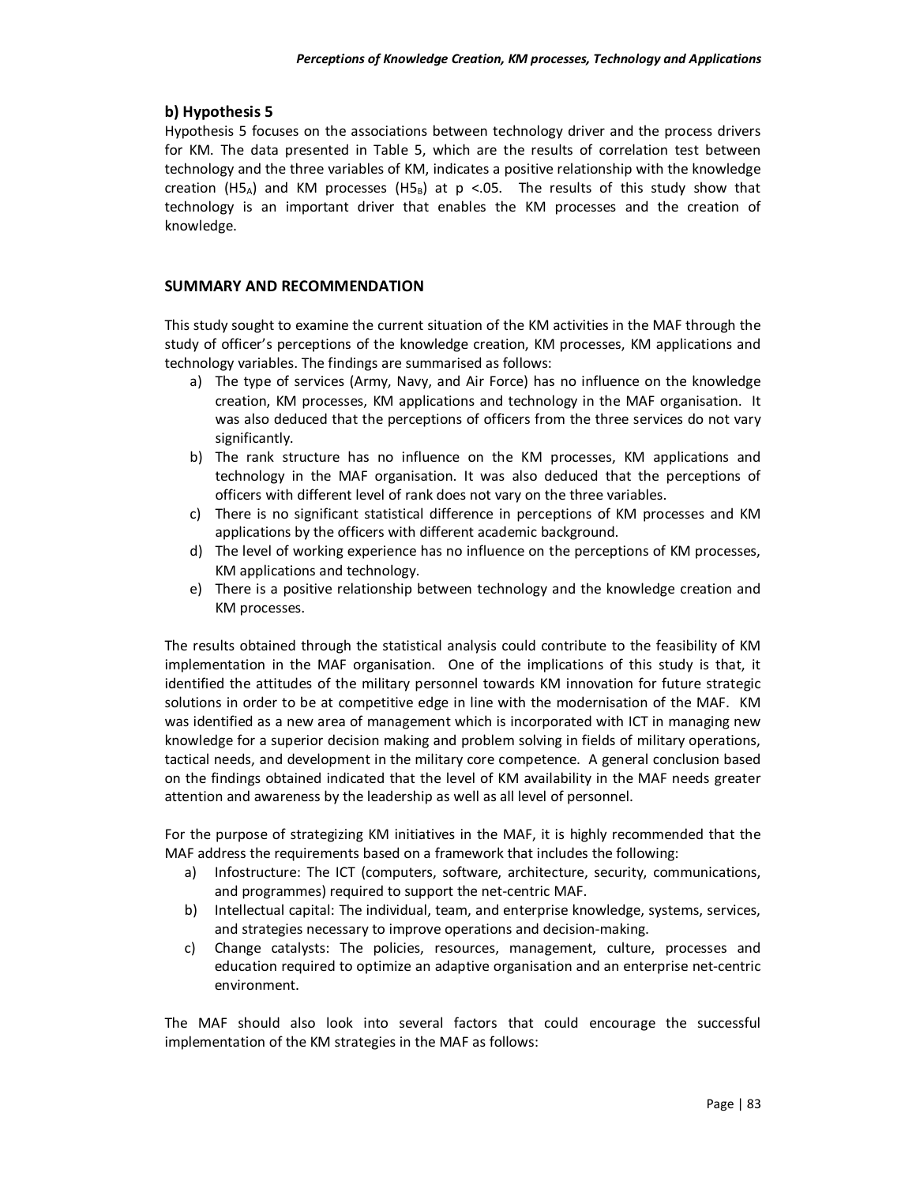### b) Hypothesis 5

Hypothesis 5 focuses on the associations between technology driver and the process drivers for KM. The data presented in Table 5, which are the results of correlation test between technology and the three variables of KM, indicates a positive relationship with the knowledge creation ($H5_A$) and KM processes ($H5_B$) at $p < .05$. The results of this study show that technology is an important driver that enables the KM processes and the creation of knowledge.

## SUMMARY AND RECOMMENDATION

This study sought to examine the current situation of the KM activities in the MAF through the study of officer's perceptions of the knowledge creation, KM processes, KM applications and technology variables. The findings are summarised as follows:

a) The type of services (Army, Navy, and Air Force) has no influence on the knowledge creation, KM processes, KM applications and technology in the MAF organisation. It was also deduced that the perceptions of officers from the three services do not vary significantly.
b) The rank structure has no influence on the KM processes, KM applications and technology in the MAF organisation. It was also deduced that the perceptions of officers with different level of rank does not vary on the three variables.
c) There is no significant statistical difference in perceptions of KM processes and KM applications by the officers with different academic background.
d) The level of working experience has no influence on the perceptions of KM processes, KM applications and technology.
e) There is a positive relationship between technology and the knowledge creation and KM processes.

The results obtained through the statistical analysis could contribute to the feasibility of KM implementation in the MAF organisation. One of the implications of this study is that, it identified the attitudes of the military personnel towards KM innovation for future strategic solutions in order to be at competitive edge in line with the modernisation of the MAF. KM was identified as a new area of management which is incorporated with ICT in managing new knowledge for a superior decision making and problem solving in fields of military operations, tactical needs, and development in the military core competence. A general conclusion based on the findings obtained indicated that the level of KM availability in the MAF needs greater attention and awareness by the leadership as well as all level of personnel.

For the purpose of strategizing KM initiatives in the MAF, it is highly recommended that the MAF address the requirements based on a framework that includes the following:

a) Infostructure: The ICT (computers, software, architecture, security, communications, and programmes) required to support the net-centric MAF.
b) Intellectual capital: The individual, team, and enterprise knowledge, systems, services, and strategies necessary to improve operations and decision-making.
c) Change catalysts: The policies, resources, management, culture, processes and education required to optimize an adaptive organisation and an enterprise net-centric environment.

The MAF should also look into several factors that could encourage the successful implementation of the KM strategies in the MAF as follows: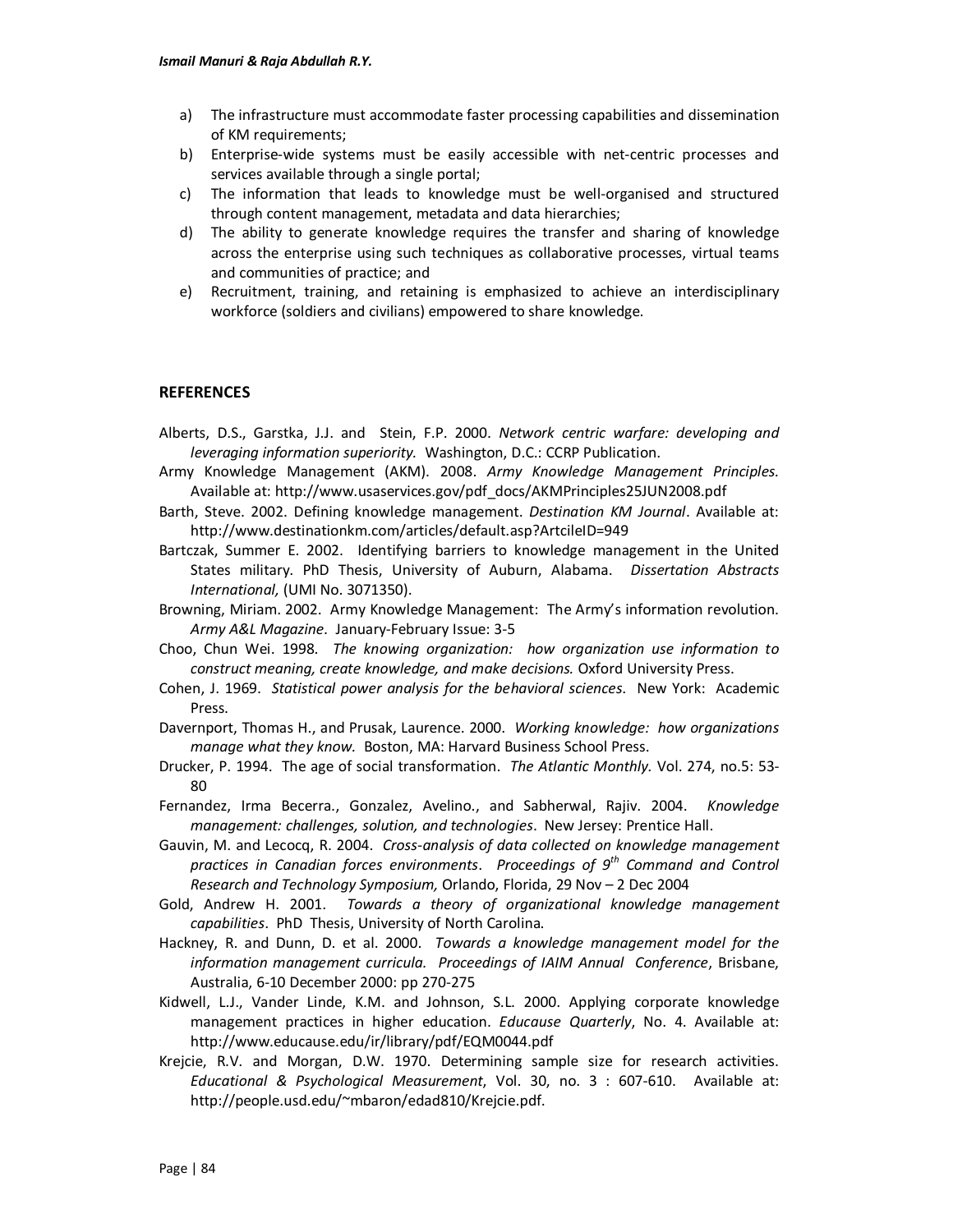a) The infrastructure must accommodate faster processing capabilities and dissemination of KM requirements;
b) Enterprise-wide systems must be easily accessible with net-centric processes and services available through a single portal;
c) The information that leads to knowledge must be well-organised and structured through content management, metadata and data hierarchies;
d) The ability to generate knowledge requires the transfer and sharing of knowledge across the enterprise using such techniques as collaborative processes, virtual teams and communities of practice; and
e) Recruitment, training, and retaining is emphasized to achieve an interdisciplinary workforce (soldiers and civilians) empowered to share knowledge.

## REFERENCES

Alberts, D.S., Garstka, J.J. and Stein, F.P. 2000. *Network centric warfare: developing and leveraging information superiority.* Washington, D.C.: CCRP Publication.

Army Knowledge Management (AKM). 2008. *Army Knowledge Management Principles.* Available at: http://www.usaservices.gov/pdf_docs/AKMPrinciples25JUN2008.pdf

Barth, Steve. 2002. Defining knowledge management. *Destination KM Journal*. Available at: http://www.destinationkm.com/articles/default.asp?ArtcileID=949

Bartczak, Summer E. 2002. Identifying barriers to knowledge management in the United States military. PhD Thesis, University of Auburn, Alabama. *Dissertation Abstracts International,* (UMI No. 3071350).

Browning, Miriam. 2002. Army Knowledge Management: The Army's information revolution. *Army A&L Magazine*. January-February Issue: 3-5

Choo, Chun Wei. 1998. *The knowing organization: how organization use information to construct meaning, create knowledge, and make decisions.* Oxford University Press.

Cohen, J. 1969. *Statistical power analysis for the behavioral sciences.* New York: Academic Press.

Davernport, Thomas H., and Prusak, Laurence. 2000. *Working knowledge: how organizations manage what they know.* Boston, MA: Harvard Business School Press.

Drucker, P. 1994. The age of social transformation. *The Atlantic Monthly.* Vol. 274, no.5: 53-80

Fernandez, Irma Becerra., Gonzalez, Avelino., and Sabherwal, Rajiv. 2004. *Knowledge management: challenges, solution, and technologies*. New Jersey: Prentice Hall.

Gauvin, M. and Lecocq, R. 2004. *Cross-analysis of data collected on knowledge management practices in Canadian forces environments*. *Proceedings of 9th Command and Control Research and Technology Symposium,* Orlando, Florida, 29 Nov – 2 Dec 2004

Gold, Andrew H. 2001. *Towards a theory of organizational knowledge management capabilities*. PhD Thesis, University of North Carolina.

Hackney, R. and Dunn, D. et al. 2000. *Towards a knowledge management model for the information management curricula. Proceedings of IAIM Annual Conference*, Brisbane, Australia, 6-10 December 2000: pp 270-275

Kidwell, L.J., Vander Linde, K.M. and Johnson, S.L. 2000. Applying corporate knowledge management practices in higher education. *Educause Quarterly*, No. 4. Available at: http://www.educause.edu/ir/library/pdf/EQM0044.pdf

Krejcie, R.V. and Morgan, D.W. 1970. Determining sample size for research activities. *Educational & Psychological Measurement*, Vol. 30, no. 3 : 607-610. Available at: http://people.usd.edu/~mbaron/edad810/Krejcie.pdf.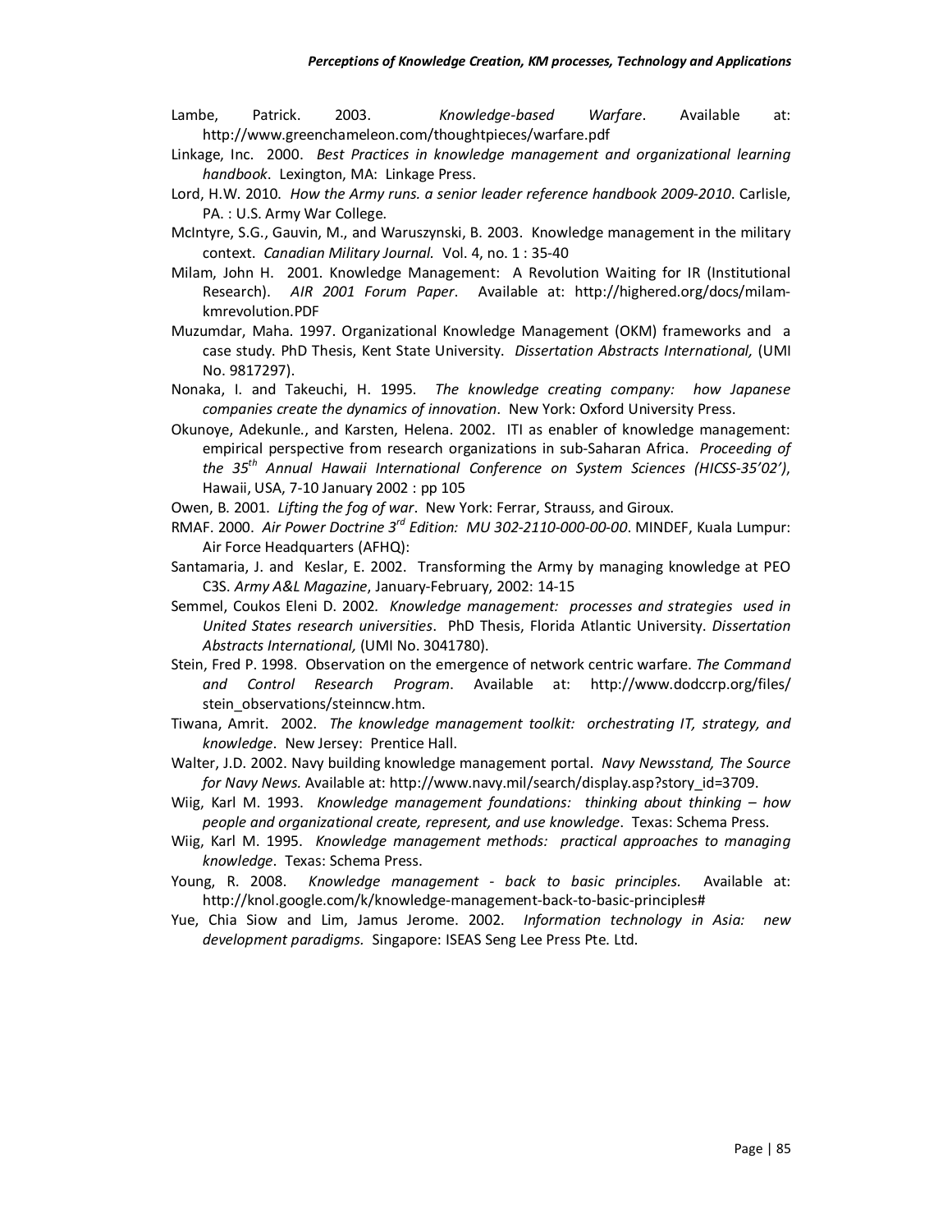Lambe, Patrick. 2003. *Knowledge-based Warfare*. Available at: http://www.greenchameleon.com/thoughtpieces/warfare.pdf

Linkage, Inc. 2000. *Best Practices in knowledge management and organizational learning handbook*. Lexington, MA: Linkage Press.

Lord, H.W. 2010. *How the Army runs. a senior leader reference handbook 2009-2010*. Carlisle, PA. : U.S. Army War College.

McIntyre, S.G., Gauvin, M., and Waruszynski, B. 2003. Knowledge management in the military context. *Canadian Military Journal.* Vol. 4, no. 1 : 35-40

Milam, John H. 2001. Knowledge Management: A Revolution Waiting for IR (Institutional Research). *AIR 2001 Forum Paper*. Available at: http://highered.org/docs/milam-kmrevolution.PDF

Muzumdar, Maha. 1997. Organizational Knowledge Management (OKM) frameworks and a case study. PhD Thesis, Kent State University. *Dissertation Abstracts International,* (UMI No. 9817297).

Nonaka, I. and Takeuchi, H. 1995. *The knowledge creating company: how Japanese companies create the dynamics of innovation*. New York: Oxford University Press.

Okunoye, Adekunle., and Karsten, Helena. 2002. ITI as enabler of knowledge management: empirical perspective from research organizations in sub-Saharan Africa. *Proceeding of the 35th Annual Hawaii International Conference on System Sciences (HICSS-35'02')*, Hawaii, USA, 7-10 January 2002 : pp 105

Owen, B. 2001. *Lifting the fog of war*. New York: Ferrar, Strauss, and Giroux.

RMAF. 2000. *Air Power Doctrine 3rd Edition: MU 302-2110-000-00-00*. MINDEF, Kuala Lumpur: Air Force Headquarters (AFHQ):

Santamaria, J. and Keslar, E. 2002. Transforming the Army by managing knowledge at PEO C3S. *Army A&L Magazine*, January-February, 2002: 14-15

Semmel, Coukos Eleni D. 2002. *Knowledge management: processes and strategies used in United States research universities*. PhD Thesis, Florida Atlantic University. *Dissertation Abstracts International,* (UMI No. 3041780).

Stein, Fred P. 1998. Observation on the emergence of network centric warfare. *The Command and Control Research Program*. Available at: http://www.dodccrp.org/files/stein_observations/steinncw.htm.

Tiwana, Amrit. 2002. *The knowledge management toolkit: orchestrating IT, strategy, and knowledge*. New Jersey: Prentice Hall.

Walter, J.D. 2002. Navy building knowledge management portal. *Navy Newsstand, The Source for Navy News.* Available at: http://www.navy.mil/search/display.asp?story_id=3709.

Wiig, Karl M. 1993. *Knowledge management foundations: thinking about thinking – how people and organizational create, represent, and use knowledge*. Texas: Schema Press.

Wiig, Karl M. 1995. *Knowledge management methods: practical approaches to managing knowledge*. Texas: Schema Press.

Young, R. 2008. *Knowledge management - back to basic principles.* Available at: http://knol.google.com/k/knowledge-management-back-to-basic-principles#

Yue, Chia Siow and Lim, Jamus Jerome. 2002. *Information technology in Asia: new development paradigms.* Singapore: ISEAS Seng Lee Press Pte. Ltd.